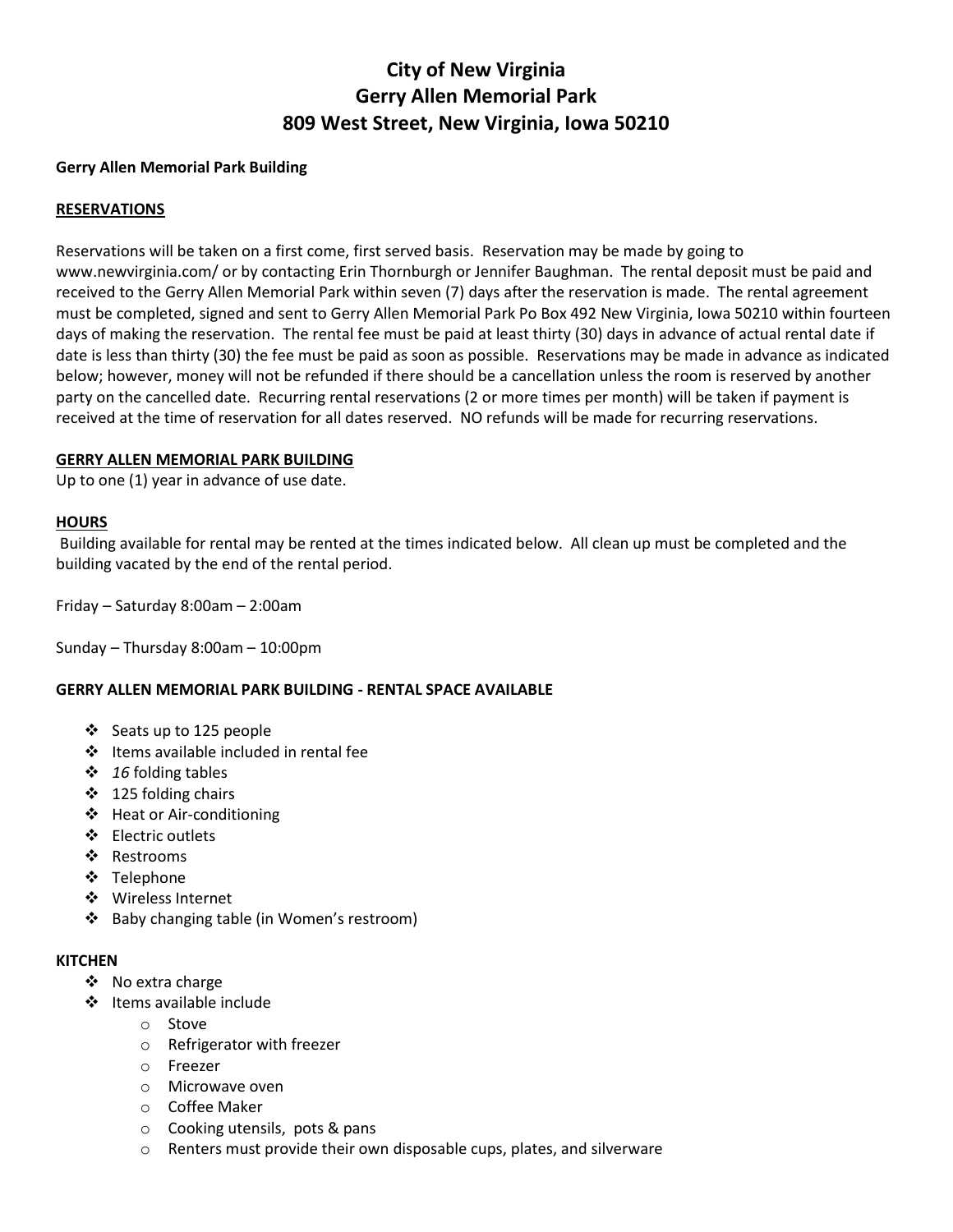# City of New Virginia
# Gerry Allen Memorial Park
# 809 West Street, New Virginia, Iowa 50210

**Gerry Allen Memorial Park Building**

**RESERVATIONS**

Reservations will be taken on a first come, first served basis. Reservation may be made by going to www.newvirginia.com/ or by contacting Erin Thornburgh or Jennifer Baughman. The rental deposit must be paid and received to the Gerry Allen Memorial Park within seven (7) days after the reservation is made. The rental agreement must be completed, signed and sent to Gerry Allen Memorial Park Po Box 492 New Virginia, Iowa 50210 within fourteen days of making the reservation. The rental fee must be paid at least thirty (30) days in advance of actual rental date if date is less than thirty (30) the fee must be paid as soon as possible. Reservations may be made in advance as indicated below; however, money will not be refunded if there should be a cancellation unless the room is reserved by another party on the cancelled date. Recurring rental reservations (2 or more times per month) will be taken if payment is received at the time of reservation for all dates reserved. NO refunds will be made for recurring reservations.

**GERRY ALLEN MEMORIAL PARK BUILDING**

Up to one (1) year in advance of use date.

**HOURS**

Building available for rental may be rented at the times indicated below. All clean up must be completed and the building vacated by the end of the rental period.

Friday – Saturday 8:00am – 2:00am

Sunday – Thursday 8:00am – 10:00pm

**GERRY ALLEN MEMORIAL PARK BUILDING - RENTAL SPACE AVAILABLE**

- Seats up to 125 people
- Items available included in rental fee
- *16* folding tables
- 125 folding chairs
- Heat or Air-conditioning
- Electric outlets
- Restrooms
- Telephone
- Wireless Internet
- Baby changing table (in Women's restroom)

**KITCHEN**

- No extra charge
- Items available include
  - Stove
  - Refrigerator with freezer
  - Freezer
  - Microwave oven
  - Coffee Maker
  - Cooking utensils, pots & pans
  - Renters must provide their own disposable cups, plates, and silverware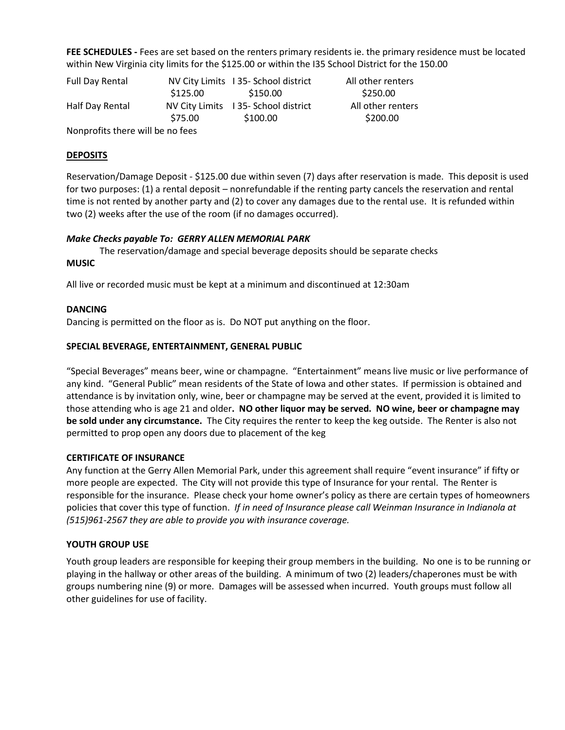**FEE SCHEDULES -** Fees are set based on the renters primary residents ie. the primary residence must be located within New Virginia city limits for the $125.00 or within the I35 School District for the 150.00

| | | | |
|---|---|---|---|
| Full Day Rental | NV City Limits | I 35- School district | All other renters |
| | $125.00 | $150.00 | $250.00 |
| Half Day Rental | NV City Limits | I 35- School district | All other renters |
| | $75.00 | $100.00 | $200.00 |

Nonprofits there will be no fees

**DEPOSITS**

Reservation/Damage Deposit - $125.00 due within seven (7) days after reservation is made. This deposit is used for two purposes: (1) a rental deposit – nonrefundable if the renting party cancels the reservation and rental time is not rented by another party and (2) to cover any damages due to the rental use. It is refunded within two (2) weeks after the use of the room (if no damages occurred).

***Make Checks payable To: GERRY ALLEN MEMORIAL PARK***

The reservation/damage and special beverage deposits should be separate checks

**MUSIC**

All live or recorded music must be kept at a minimum and discontinued at 12:30am

**DANCING**

Dancing is permitted on the floor as is. Do NOT put anything on the floor.

**SPECIAL BEVERAGE, ENTERTAINMENT, GENERAL PUBLIC**

"Special Beverages" means beer, wine or champagne. "Entertainment" means live music or live performance of any kind. "General Public" mean residents of the State of Iowa and other states. If permission is obtained and attendance is by invitation only, wine, beer or champagne may be served at the event, provided it is limited to those attending who is age 21 and older**. NO other liquor may be served. NO wine, beer or champagne may be sold under any circumstance.** The City requires the renter to keep the keg outside. The Renter is also not permitted to prop open any doors due to placement of the keg

**CERTIFICATE OF INSURANCE**

Any function at the Gerry Allen Memorial Park, under this agreement shall require "event insurance" if fifty or more people are expected. The City will not provide this type of Insurance for your rental. The Renter is responsible for the insurance. Please check your home owner's policy as there are certain types of homeowners policies that cover this type of function. *If in need of Insurance please call Weinman Insurance in Indianola at (515)961-2567 they are able to provide you with insurance coverage.*

**YOUTH GROUP USE**

Youth group leaders are responsible for keeping their group members in the building. No one is to be running or playing in the hallway or other areas of the building. A minimum of two (2) leaders/chaperones must be with groups numbering nine (9) or more. Damages will be assessed when incurred. Youth groups must follow all other guidelines for use of facility.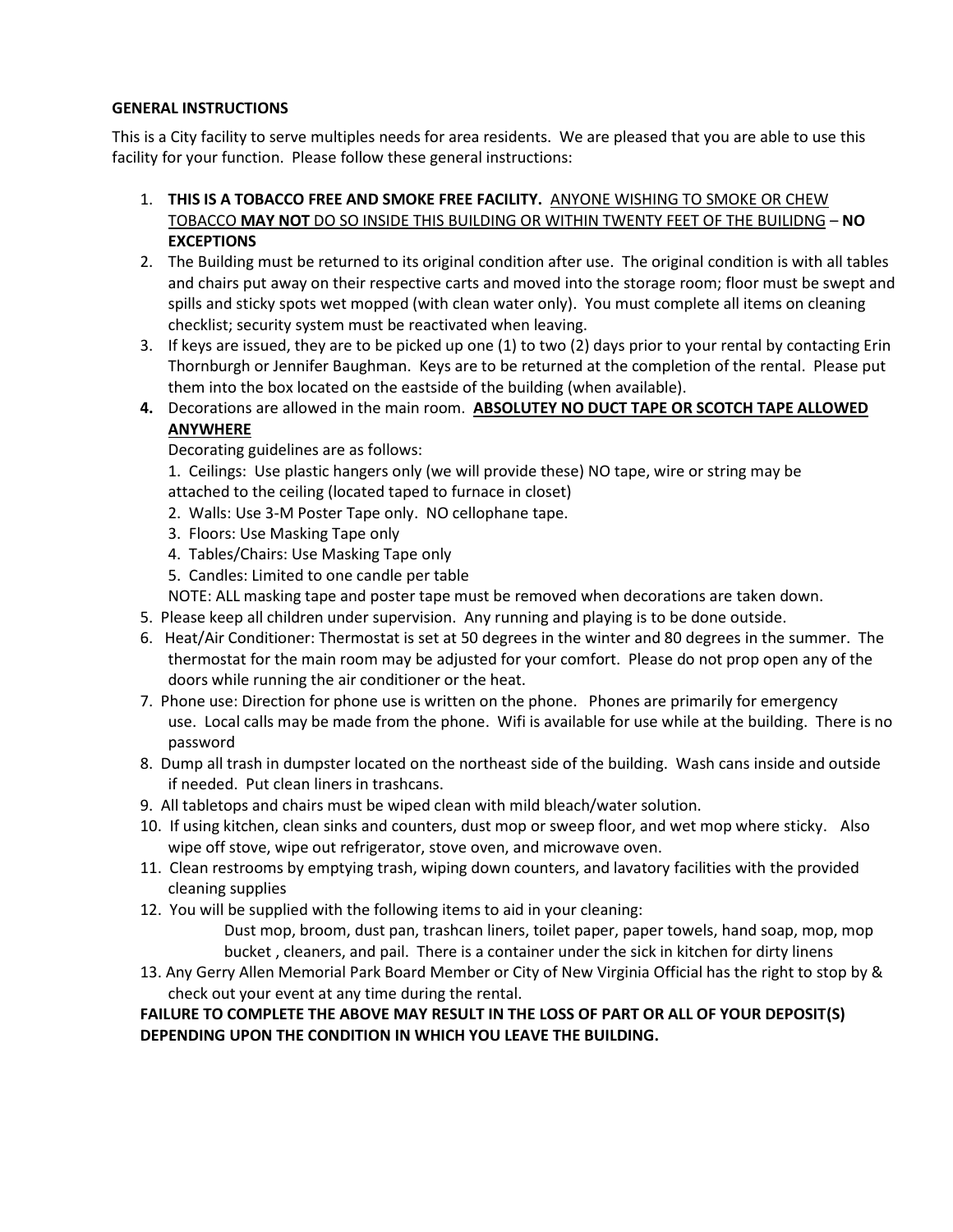**GENERAL INSTRUCTIONS**

This is a City facility to serve multiples needs for area residents. We are pleased that you are able to use this facility for your function. Please follow these general instructions:

1. **THIS IS A TOBACCO FREE AND SMOKE FREE FACILITY.** ANYONE WISHING TO SMOKE OR CHEW TOBACCO **MAY NOT** DO SO INSIDE THIS BUILDING OR WITHIN TWENTY FEET OF THE BUILIDNG – **NO EXCEPTIONS**
2. The Building must be returned to its original condition after use. The original condition is with all tables and chairs put away on their respective carts and moved into the storage room; floor must be swept and spills and sticky spots wet mopped (with clean water only). You must complete all items on cleaning checklist; security system must be reactivated when leaving.
3. If keys are issued, they are to be picked up one (1) to two (2) days prior to your rental by contacting Erin Thornburgh or Jennifer Baughman. Keys are to be returned at the completion of the rental. Please put them into the box located on the eastside of the building (when available).
4. Decorations are allowed in the main room. **ABSOLUTEY NO DUCT TAPE OR SCOTCH TAPE ALLOWED ANYWHERE**

   Decorating guidelines are as follows:

   1. Ceilings: Use plastic hangers only (we will provide these) NO tape, wire or string may be attached to the ceiling (located taped to furnace in closet)
   2. Walls: Use 3-M Poster Tape only. NO cellophane tape.
   3. Floors: Use Masking Tape only
   4. Tables/Chairs: Use Masking Tape only
   5. Candles: Limited to one candle per table

   NOTE: ALL masking tape and poster tape must be removed when decorations are taken down.
5. Please keep all children under supervision. Any running and playing is to be done outside.
6. Heat/Air Conditioner: Thermostat is set at 50 degrees in the winter and 80 degrees in the summer. The thermostat for the main room may be adjusted for your comfort. Please do not prop open any of the doors while running the air conditioner or the heat.
7. Phone use: Direction for phone use is written on the phone. Phones are primarily for emergency use. Local calls may be made from the phone. Wifi is available for use while at the building. There is no password
8. Dump all trash in dumpster located on the northeast side of the building. Wash cans inside and outside if needed. Put clean liners in trashcans.
9. All tabletops and chairs must be wiped clean with mild bleach/water solution.
10. If using kitchen, clean sinks and counters, dust mop or sweep floor, and wet mop where sticky. Also wipe off stove, wipe out refrigerator, stove oven, and microwave oven.
11. Clean restrooms by emptying trash, wiping down counters, and lavatory facilities with the provided cleaning supplies
12. You will be supplied with the following items to aid in your cleaning:

    Dust mop, broom, dust pan, trashcan liners, toilet paper, paper towels, hand soap, mop, mop bucket , cleaners, and pail. There is a container under the sick in kitchen for dirty linens
13. Any Gerry Allen Memorial Park Board Member or City of New Virginia Official has the right to stop by & check out your event at any time during the rental.

**FAILURE TO COMPLETE THE ABOVE MAY RESULT IN THE LOSS OF PART OR ALL OF YOUR DEPOSIT(S) DEPENDING UPON THE CONDITION IN WHICH YOU LEAVE THE BUILDING.**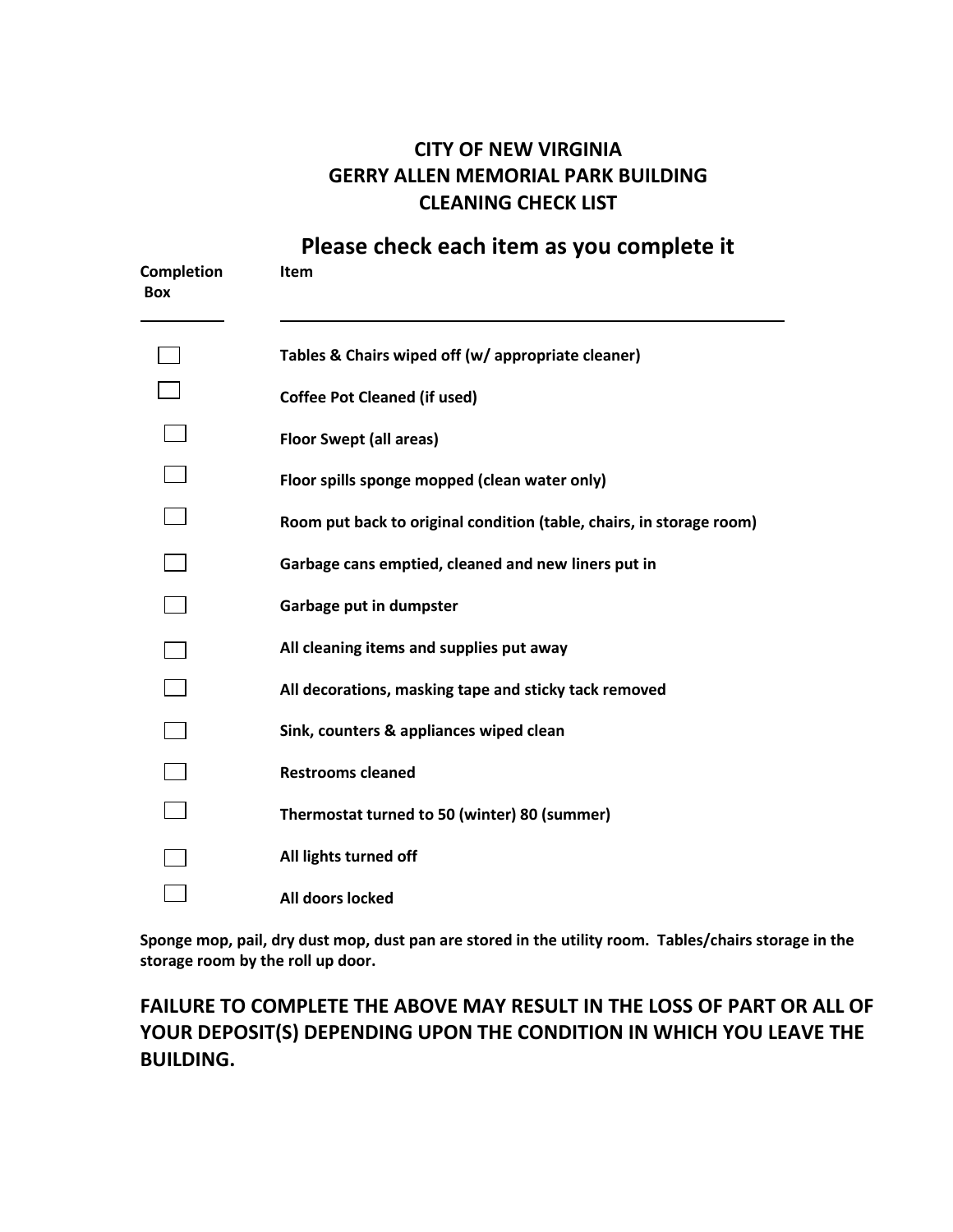# CITY OF NEW VIRGINIA
# GERRY ALLEN MEMORIAL PARK BUILDING
# CLEANING CHECK LIST

## Please check each item as you complete it

| Completion Box | Item |
|---|---|
| ☐ | **Tables & Chairs wiped off (w/ appropriate cleaner)** |
| ☐ | **Coffee Pot Cleaned (if used)** |
| ☐ | **Floor Swept (all areas)** |
| ☐ | **Floor spills sponge mopped (clean water only)** |
| ☐ | **Room put back to original condition (table, chairs, in storage room)** |
| ☐ | **Garbage cans emptied, cleaned and new liners put in** |
| ☐ | **Garbage put in dumpster** |
| ☐ | **All cleaning items and supplies put away** |
| ☐ | **All decorations, masking tape and sticky tack removed** |
| ☐ | **Sink, counters & appliances wiped clean** |
| ☐ | **Restrooms cleaned** |
| ☐ | **Thermostat turned to 50 (winter) 80 (summer)** |
| ☐ | **All lights turned off** |
| ☐ | **All doors locked** |

**Sponge mop, pail, dry dust mop, dust pan are stored in the utility room. Tables/chairs storage in the storage room by the roll up door.**

### FAILURE TO COMPLETE THE ABOVE MAY RESULT IN THE LOSS OF PART OR ALL OF YOUR DEPOSIT(S) DEPENDING UPON THE CONDITION IN WHICH YOU LEAVE THE BUILDING.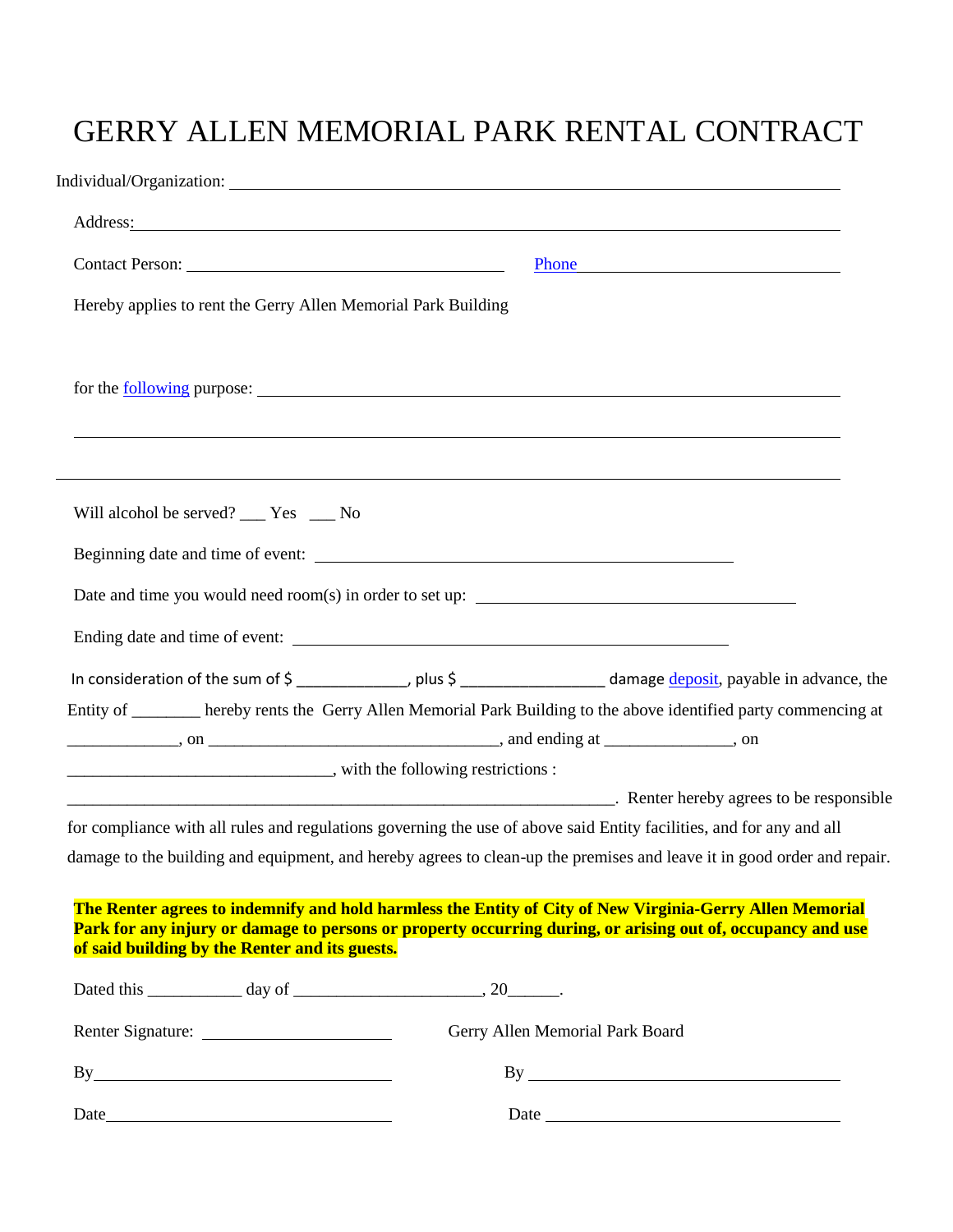# GERRY ALLEN MEMORIAL PARK RENTAL CONTRACT

Individual/Organization: ___________________________________________________________

Address: ___________________________________________________________

Contact Person: ______________________________ Phone ______________________

Hereby applies to rent the Gerry Allen Memorial Park Building

for the following purpose: ___________________________________________________________

___________________________________________________________

___________________________________________________________

Will alcohol be served? ___ Yes ___ No

Beginning date and time of event: ________________________________________

Date and time you would need room(s) in order to set up: ______________________________

Ending date and time of event: ________________________________________

In consideration of the sum of $ _____________, plus $ ________________ damage deposit, payable in advance, the Entity of ________ hereby rents the Gerry Allen Memorial Park Building to the above identified party commencing at _____________, on _________________________________, and ending at ______________, on ______________________________, with the following restrictions : _________________________________________________________________. Renter hereby agrees to be responsible for compliance with all rules and regulations governing the use of above said Entity facilities, and for any and all damage to the building and equipment, and hereby agrees to clean-up the premises and leave it in good order and repair.

**The Renter agrees to indemnify and hold harmless the Entity of City of New Virginia-Gerry Allen Memorial Park for any injury or damage to persons or property occurring during, or arising out of, occupancy and use of said building by the Renter and its guests.**

Dated this ___________ day of _____________________, 20______.

Renter Signature: ______________________ Gerry Allen Memorial Park Board

By ______________________ By ______________________

Date ______________________ Date ______________________